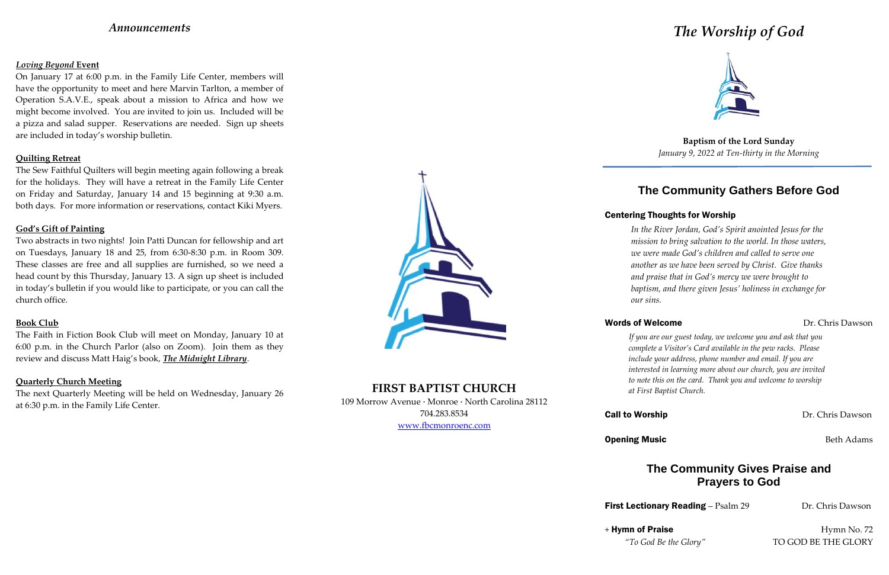## *Announcements*

***Loving Beyond* Event**

On January 17 at 6:00 p.m. in the Family Life Center, members will have the opportunity to meet and here Marvin Tarlton, a member of Operation S.A.V.E., speak about a mission to Africa and how we might become involved. You are invited to join us. Included will be a pizza and salad supper. Reservations are needed. Sign up sheets are included in today's worship bulletin.

**Quilting Retreat**

The Sew Faithful Quilters will begin meeting again following a break for the holidays. They will have a retreat in the Family Life Center on Friday and Saturday, January 14 and 15 beginning at 9:30 a.m. both days. For more information or reservations, contact Kiki Myers.

**God's Gift of Painting**

Two abstracts in two nights! Join Patti Duncan for fellowship and art on Tuesdays, January 18 and 25, from 6:30-8:30 p.m. in Room 309. These classes are free and all supplies are furnished, so we need a head count by this Thursday, January 13. A sign up sheet is included in today's bulletin if you would like to participate, or you can call the church office.

**Book Club**

The Faith in Fiction Book Club will meet on Monday, January 10 at 6:00 p.m. in the Church Parlor (also on Zoom). Join them as they review and discuss Matt Haig's book, ***The Midnight Library***.

**Quarterly Church Meeting**

The next Quarterly Meeting will be held on Wednesday, January 26 at 6:30 p.m. in the Family Life Center.

**FIRST BAPTIST CHURCH**

109 Morrow Avenue · Monroe · North Carolina 28112
704.283.8534
www.fbcmonroenc.com

# *The Worship of God*

**Baptism of the Lord Sunday**
*January 9, 2022 at Ten-thirty in the Morning*

## The Community Gathers Before God

**Centering Thoughts for Worship**

*In the River Jordan, God's Spirit anointed Jesus for the mission to bring salvation to the world. In those waters, we were made God's children and called to serve one another as we have been served by Christ. Give thanks and praise that in God's mercy we were brought to baptism, and there given Jesus' holiness in exchange for our sins.*

**Words of Welcome** — Dr. Chris Dawson

*If you are our guest today, we welcome you and ask that you complete a Visitor's Card available in the pew racks. Please include your address, phone number and email. If you are interested in learning more about our church, you are invited to note this on the card. Thank you and welcome to worship at First Baptist Church.*

**Call to Worship** — Dr. Chris Dawson

**Opening Music** — Beth Adams

## The Community Gives Praise and Prayers to God

**First Lectionary Reading** – Psalm 29 — Dr. Chris Dawson

+ **Hymn of Praise** — Hymn No. 72
*"To God Be the Glory"* — TO GOD BE THE GLORY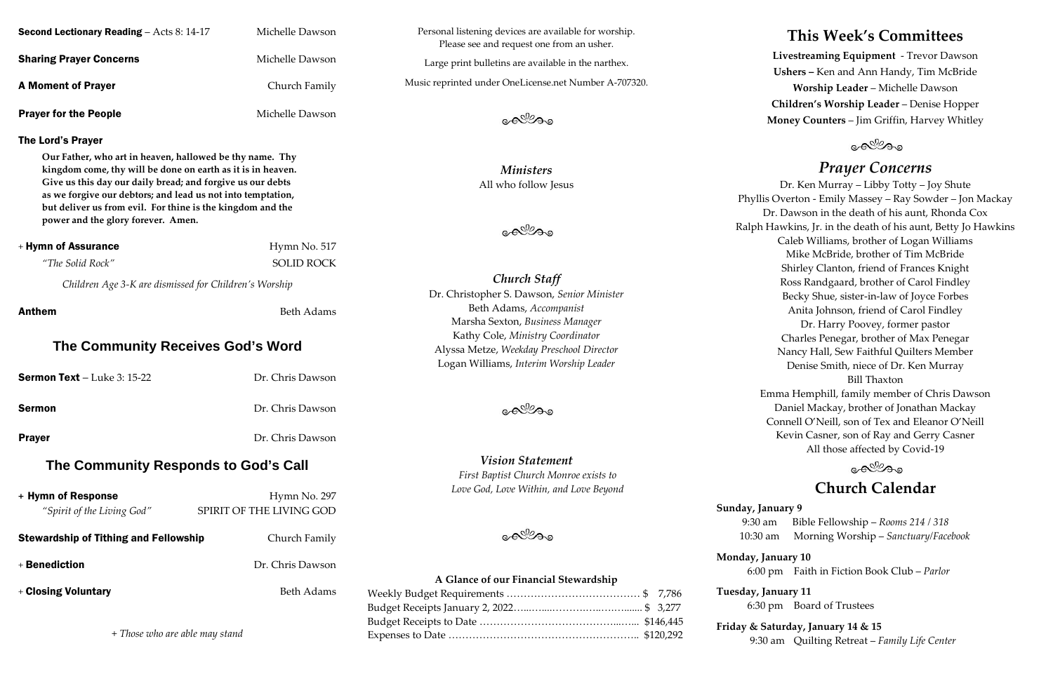**Second Lectionary Reading** – Acts 8: 14-17 Michelle Dawson

**Sharing Prayer Concerns** Michelle Dawson

**A Moment of Prayer** Church Family

**Prayer for the People** Michelle Dawson

**The Lord's Prayer**

**Our Father, who art in heaven, hallowed be thy name. Thy kingdom come, thy will be done on earth as it is in heaven. Give us this day our daily bread; and forgive us our debts as we forgive our debtors; and lead us not into temptation, but deliver us from evil. For thine is the kingdom and the power and the glory forever. Amen.**

+ **Hymn of Assurance** Hymn No. 517

*"The Solid Rock"* SOLID ROCK

*Children Age 3-K are dismissed for Children's Worship*

**Anthem** Beth Adams

## The Community Receives God's Word

**Sermon Text** – Luke 3: 15-22 Dr. Chris Dawson

**Sermon** Dr. Chris Dawson

**Prayer** Dr. Chris Dawson

## The Community Responds to God's Call

+ **Hymn of Response** Hymn No. 297

*"Spirit of the Living God"* SPIRIT OF THE LIVING GOD

**Stewardship of Tithing and Fellowship** Church Family

+ **Benediction** Dr. Chris Dawson

+ **Closing Voluntary** Beth Adams

*+ Those who are able may stand*

Personal listening devices are available for worship. Please see and request one from an usher.

Large print bulletins are available in the narthex.

Music reprinted under OneLicense.net Number A-707320.

### *Ministers*

All who follow Jesus

### *Church Staff*

Dr. Christopher S. Dawson, *Senior Minister*
Beth Adams, *Accompanist*
Marsha Sexton, *Business Manager*
Kathy Cole, *Ministry Coordinator*
Alyssa Metze, *Weekday Preschool Director*
Logan Williams, *Interim Worship Leader*

### *Vision Statement*

*First Baptist Church Monroe exists to Love God, Love Within, and Love Beyond*

**A Glance of our Financial Stewardship**

| | |
|---|---|
| Weekly Budget Requirements | $ 7,786 |
| Budget Receipts January 2, 2022 | $ 3,277 |
| Budget Receipts to Date | $146,445 |
| Expenses to Date | $120,292 |

## This Week's Committees

**Livestreaming Equipment** - Trevor Dawson
**Ushers** – Ken and Ann Handy, Tim McBride
**Worship Leader** – Michelle Dawson
**Children's Worship Leader** – Denise Hopper
**Money Counters** – Jim Griffin, Harvey Whitley

## *Prayer Concerns*

Dr. Ken Murray – Libby Totty – Joy Shute
Phyllis Overton - Emily Massey – Ray Sowder – Jon Mackay
Dr. Dawson in the death of his aunt, Rhonda Cox
Ralph Hawkins, Jr. in the death of his aunt, Betty Jo Hawkins
Caleb Williams, brother of Logan Williams
Mike McBride, brother of Tim McBride
Shirley Clanton, friend of Frances Knight
Ross Randgaard, brother of Carol Findley
Becky Shue, sister-in-law of Joyce Forbes
Anita Johnson, friend of Carol Findley
Dr. Harry Poovey, former pastor
Charles Penegar, brother of Max Penegar
Nancy Hall, Sew Faithful Quilters Member
Denise Smith, niece of Dr. Ken Murray
Bill Thaxton
Emma Hemphill, family member of Chris Dawson
Daniel Mackay, brother of Jonathan Mackay
Connell O'Neill, son of Tex and Eleanor O'Neill
Kevin Casner, son of Ray and Gerry Casner
All those affected by Covid-19

## Church Calendar

**Sunday, January 9**
9:30 am Bible Fellowship – *Rooms 214 / 318*
10:30 am Morning Worship – *Sanctuary/Facebook*

**Monday, January 10**
6:00 pm Faith in Fiction Book Club – *Parlor*

**Tuesday, January 11**
6:30 pm Board of Trustees

**Friday & Saturday, January 14 & 15**
9:30 am Quilting Retreat – *Family Life Center*